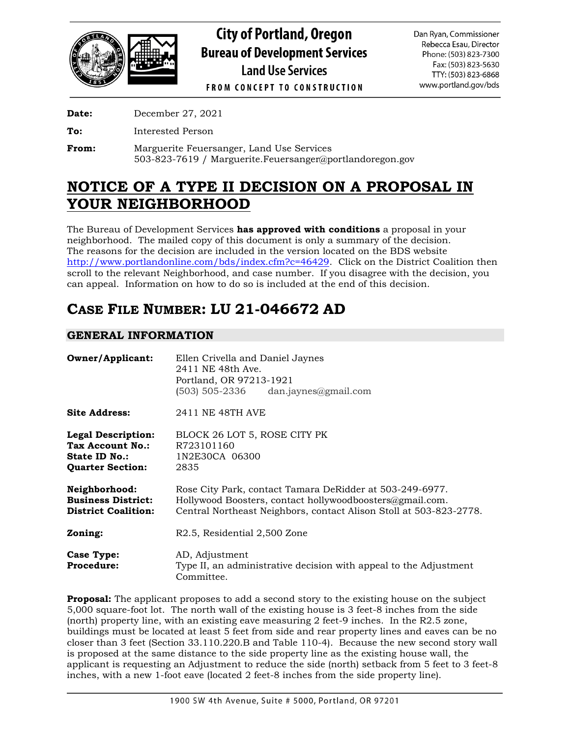# City of Portland, Oregon
## Bureau of Development Services
### Land Use Services

FROM CONCEPT TO CONSTRUCTION

Dan Ryan, Commissioner
Rebecca Esau, Director
Phone: (503) 823-7300
Fax: (503) 823-5630
TTY: (503) 823-6868
www.portland.gov/bds

**Date:** December 27, 2021

**To:** Interested Person

**From:** Marguerite Feuersanger, Land Use Services
503-823-7619 / Marguerite.Feuersanger@portlandoregon.gov

# NOTICE OF A TYPE II DECISION ON A PROPOSAL IN YOUR NEIGHBORHOOD

The Bureau of Development Services **has approved with conditions** a proposal in your neighborhood. The mailed copy of this document is only a summary of the decision. The reasons for the decision are included in the version located on the BDS website http://www.portlandonline.com/bds/index.cfm?c=46429. Click on the District Coalition then scroll to the relevant Neighborhood, and case number. If you disagree with the decision, you can appeal. Information on how to do so is included at the end of this decision.

## CASE FILE NUMBER: LU 21-046672 AD

### GENERAL INFORMATION

**Owner/Applicant:** Ellen Crivella and Daniel Jaynes
2411 NE 48th Ave.
Portland, OR 97213-1921
(503) 505-2336 dan.jaynes@gmail.com

**Site Address:** 2411 NE 48TH AVE

**Legal Description:** BLOCK 26 LOT 5, ROSE CITY PK
**Tax Account No.:** R723101160
**State ID No.:** 1N2E30CA 06300
**Quarter Section:** 2835

**Neighborhood:** Rose City Park, contact Tamara DeRidder at 503-249-6977.
**Business District:** Hollywood Boosters, contact hollywoodboosters@gmail.com.
**District Coalition:** Central Northeast Neighbors, contact Alison Stoll at 503-823-2778.

**Zoning:** R2.5, Residential 2,500 Zone

**Case Type:** AD, Adjustment
**Procedure:** Type II, an administrative decision with appeal to the Adjustment Committee.

**Proposal:** The applicant proposes to add a second story to the existing house on the subject 5,000 square-foot lot. The north wall of the existing house is 3 feet-8 inches from the side (north) property line, with an existing eave measuring 2 feet-9 inches. In the R2.5 zone, buildings must be located at least 5 feet from side and rear property lines and eaves can be no closer than 3 feet (Section 33.110.220.B and Table 110-4). Because the new second story wall is proposed at the same distance to the side property line as the existing house wall, the applicant is requesting an Adjustment to reduce the side (north) setback from 5 feet to 3 feet-8 inches, with a new 1-foot eave (located 2 feet-8 inches from the side property line).

1900 SW 4th Avenue, Suite # 5000, Portland, OR 97201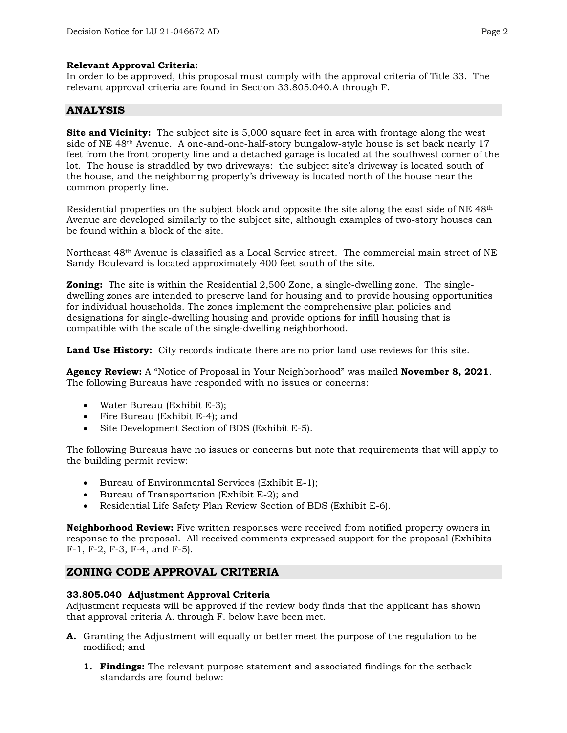**Relevant Approval Criteria:**
In order to be approved, this proposal must comply with the approval criteria of Title 33. The relevant approval criteria are found in Section 33.805.040.A through F.

## ANALYSIS

**Site and Vicinity:** The subject site is 5,000 square feet in area with frontage along the west side of NE 48th Avenue. A one-and-one-half-story bungalow-style house is set back nearly 17 feet from the front property line and a detached garage is located at the southwest corner of the lot. The house is straddled by two driveways: the subject site's driveway is located south of the house, and the neighboring property's driveway is located north of the house near the common property line.

Residential properties on the subject block and opposite the site along the east side of NE 48th Avenue are developed similarly to the subject site, although examples of two-story houses can be found within a block of the site.

Northeast 48th Avenue is classified as a Local Service street. The commercial main street of NE Sandy Boulevard is located approximately 400 feet south of the site.

**Zoning:** The site is within the Residential 2,500 Zone, a single-dwelling zone. The single-dwelling zones are intended to preserve land for housing and to provide housing opportunities for individual households. The zones implement the comprehensive plan policies and designations for single-dwelling housing and provide options for infill housing that is compatible with the scale of the single-dwelling neighborhood.

**Land Use History:** City records indicate there are no prior land use reviews for this site.

**Agency Review:** A "Notice of Proposal in Your Neighborhood" was mailed **November 8, 2021**. The following Bureaus have responded with no issues or concerns:

- Water Bureau (Exhibit E-3);
- Fire Bureau (Exhibit E-4); and
- Site Development Section of BDS (Exhibit E-5).

The following Bureaus have no issues or concerns but note that requirements that will apply to the building permit review:

- Bureau of Environmental Services (Exhibit E-1);
- Bureau of Transportation (Exhibit E-2); and
- Residential Life Safety Plan Review Section of BDS (Exhibit E-6).

**Neighborhood Review:** Five written responses were received from notified property owners in response to the proposal. All received comments expressed support for the proposal (Exhibits F-1, F-2, F-3, F-4, and F-5).

## ZONING CODE APPROVAL CRITERIA

### 33.805.040 Adjustment Approval Criteria

Adjustment requests will be approved if the review body finds that the applicant has shown that approval criteria A. through F. below have been met.

**A.** Granting the Adjustment will equally or better meet the purpose of the regulation to be modified; and

   **1. Findings:** The relevant purpose statement and associated findings for the setback standards are found below: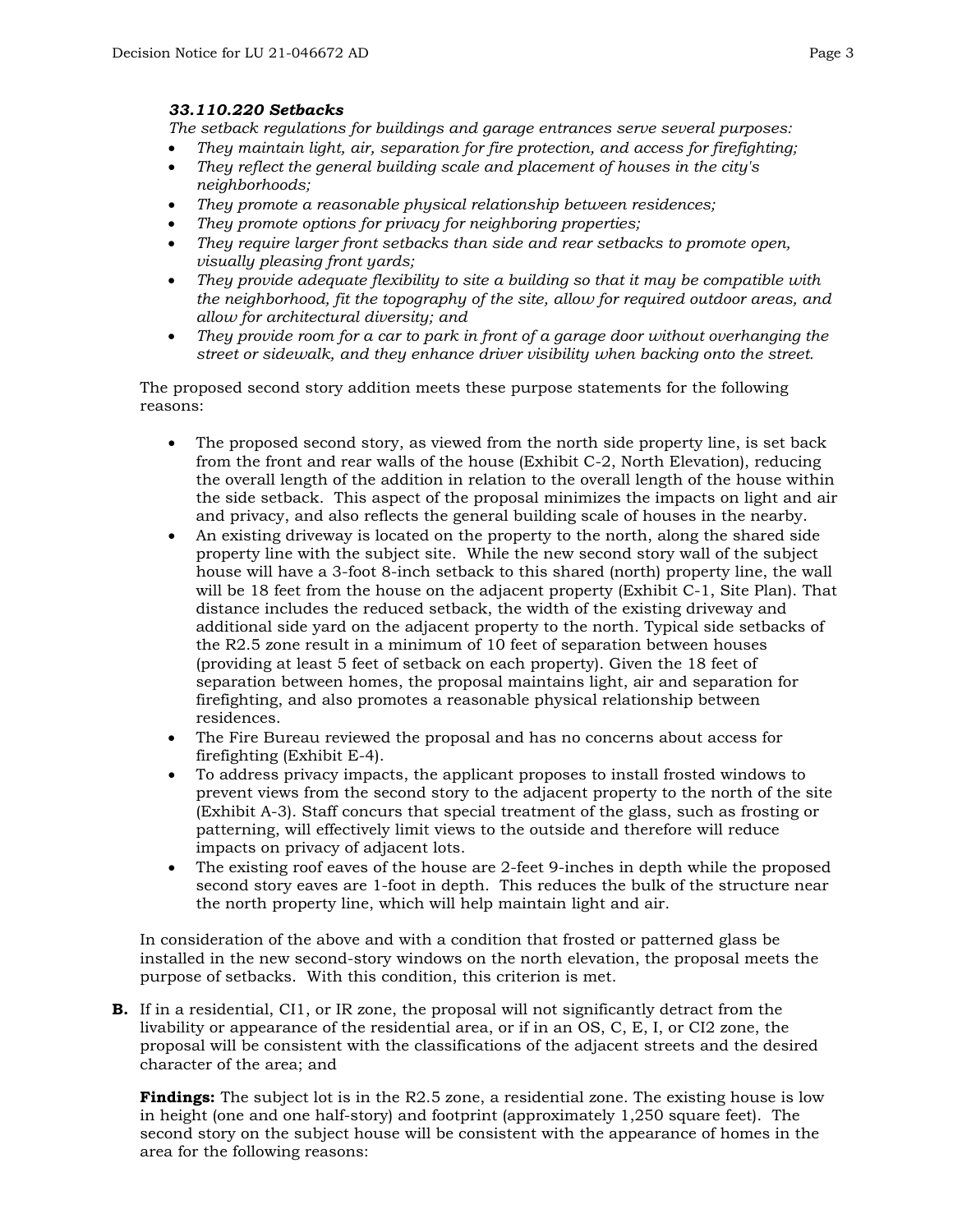***33.110.220 Setbacks***

*The setback regulations for buildings and garage entrances serve several purposes:*

- *They maintain light, air, separation for fire protection, and access for firefighting;*
- *They reflect the general building scale and placement of houses in the city's neighborhoods;*
- *They promote a reasonable physical relationship between residences;*
- *They promote options for privacy for neighboring properties;*
- *They require larger front setbacks than side and rear setbacks to promote open, visually pleasing front yards;*
- *They provide adequate flexibility to site a building so that it may be compatible with the neighborhood, fit the topography of the site, allow for required outdoor areas, and allow for architectural diversity; and*
- *They provide room for a car to park in front of a garage door without overhanging the street or sidewalk, and they enhance driver visibility when backing onto the street.*

The proposed second story addition meets these purpose statements for the following reasons:

- The proposed second story, as viewed from the north side property line, is set back from the front and rear walls of the house (Exhibit C-2, North Elevation), reducing the overall length of the addition in relation to the overall length of the house within the side setback. This aspect of the proposal minimizes the impacts on light and air and privacy, and also reflects the general building scale of houses in the nearby.
- An existing driveway is located on the property to the north, along the shared side property line with the subject site. While the new second story wall of the subject house will have a 3-foot 8-inch setback to this shared (north) property line, the wall will be 18 feet from the house on the adjacent property (Exhibit C-1, Site Plan). That distance includes the reduced setback, the width of the existing driveway and additional side yard on the adjacent property to the north. Typical side setbacks of the R2.5 zone result in a minimum of 10 feet of separation between houses (providing at least 5 feet of setback on each property). Given the 18 feet of separation between homes, the proposal maintains light, air and separation for firefighting, and also promotes a reasonable physical relationship between residences.
- The Fire Bureau reviewed the proposal and has no concerns about access for firefighting (Exhibit E-4).
- To address privacy impacts, the applicant proposes to install frosted windows to prevent views from the second story to the adjacent property to the north of the site (Exhibit A-3). Staff concurs that special treatment of the glass, such as frosting or patterning, will effectively limit views to the outside and therefore will reduce impacts on privacy of adjacent lots.
- The existing roof eaves of the house are 2-feet 9-inches in depth while the proposed second story eaves are 1-foot in depth. This reduces the bulk of the structure near the north property line, which will help maintain light and air.

In consideration of the above and with a condition that frosted or patterned glass be installed in the new second-story windows on the north elevation, the proposal meets the purpose of setbacks. With this condition, this criterion is met.

**B.** If in a residential, CI1, or IR zone, the proposal will not significantly detract from the livability or appearance of the residential area, or if in an OS, C, E, I, or CI2 zone, the proposal will be consistent with the classifications of the adjacent streets and the desired character of the area; and

**Findings:** The subject lot is in the R2.5 zone, a residential zone. The existing house is low in height (one and one half-story) and footprint (approximately 1,250 square feet). The second story on the subject house will be consistent with the appearance of homes in the area for the following reasons: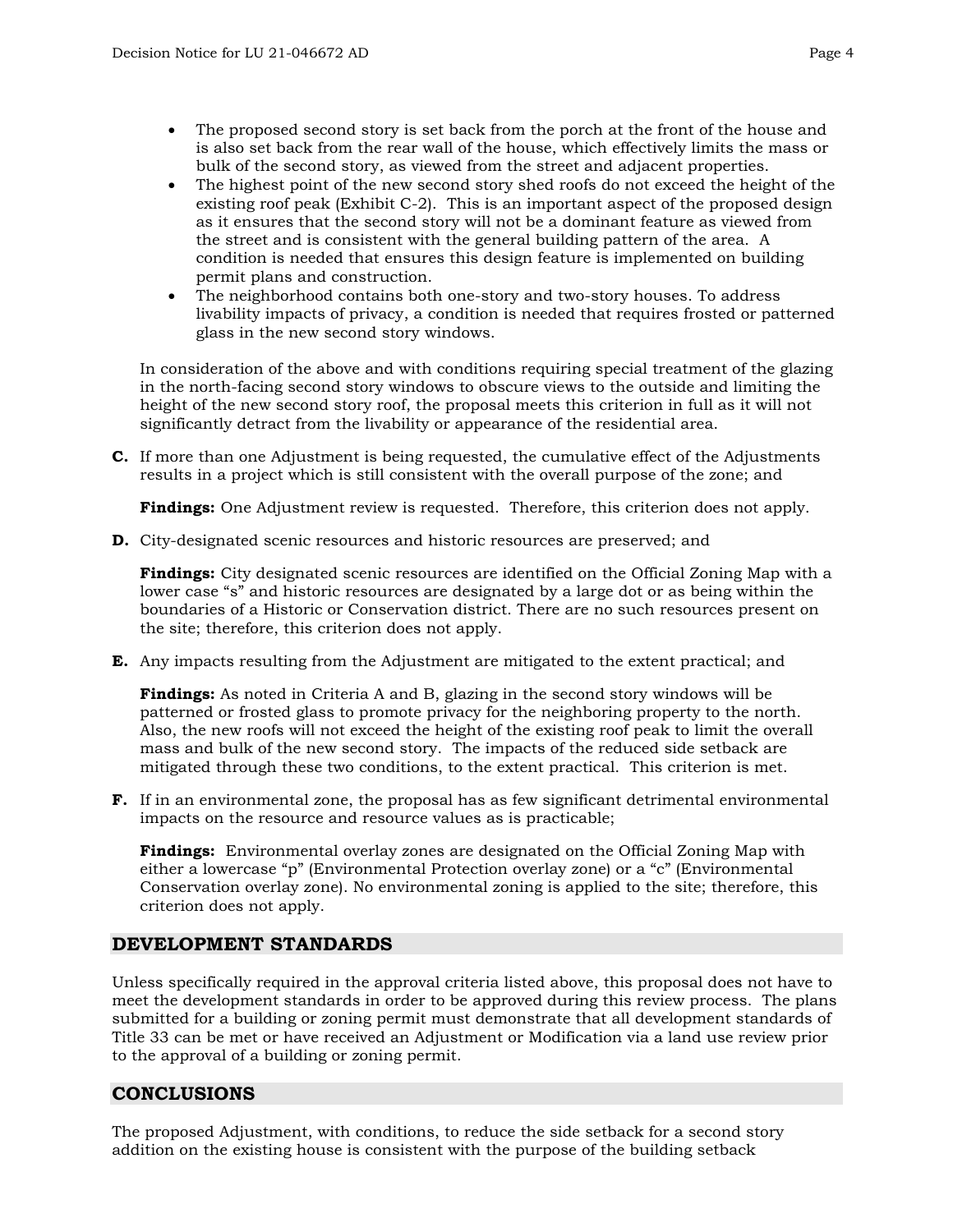- The proposed second story is set back from the porch at the front of the house and is also set back from the rear wall of the house, which effectively limits the mass or bulk of the second story, as viewed from the street and adjacent properties.
- The highest point of the new second story shed roofs do not exceed the height of the existing roof peak (Exhibit C-2). This is an important aspect of the proposed design as it ensures that the second story will not be a dominant feature as viewed from the street and is consistent with the general building pattern of the area. A condition is needed that ensures this design feature is implemented on building permit plans and construction.
- The neighborhood contains both one-story and two-story houses. To address livability impacts of privacy, a condition is needed that requires frosted or patterned glass in the new second story windows.

In consideration of the above and with conditions requiring special treatment of the glazing in the north-facing second story windows to obscure views to the outside and limiting the height of the new second story roof, the proposal meets this criterion in full as it will not significantly detract from the livability or appearance of the residential area.

**C.** If more than one Adjustment is being requested, the cumulative effect of the Adjustments results in a project which is still consistent with the overall purpose of the zone; and

**Findings:** One Adjustment review is requested. Therefore, this criterion does not apply.

**D.** City-designated scenic resources and historic resources are preserved; and

**Findings:** City designated scenic resources are identified on the Official Zoning Map with a lower case "s" and historic resources are designated by a large dot or as being within the boundaries of a Historic or Conservation district. There are no such resources present on the site; therefore, this criterion does not apply.

**E.** Any impacts resulting from the Adjustment are mitigated to the extent practical; and

**Findings:** As noted in Criteria A and B, glazing in the second story windows will be patterned or frosted glass to promote privacy for the neighboring property to the north. Also, the new roofs will not exceed the height of the existing roof peak to limit the overall mass and bulk of the new second story. The impacts of the reduced side setback are mitigated through these two conditions, to the extent practical. This criterion is met.

**F.** If in an environmental zone, the proposal has as few significant detrimental environmental impacts on the resource and resource values as is practicable;

**Findings:** Environmental overlay zones are designated on the Official Zoning Map with either a lowercase "p" (Environmental Protection overlay zone) or a "c" (Environmental Conservation overlay zone). No environmental zoning is applied to the site; therefore, this criterion does not apply.

## DEVELOPMENT STANDARDS

Unless specifically required in the approval criteria listed above, this proposal does not have to meet the development standards in order to be approved during this review process. The plans submitted for a building or zoning permit must demonstrate that all development standards of Title 33 can be met or have received an Adjustment or Modification via a land use review prior to the approval of a building or zoning permit.

## CONCLUSIONS

The proposed Adjustment, with conditions, to reduce the side setback for a second story addition on the existing house is consistent with the purpose of the building setback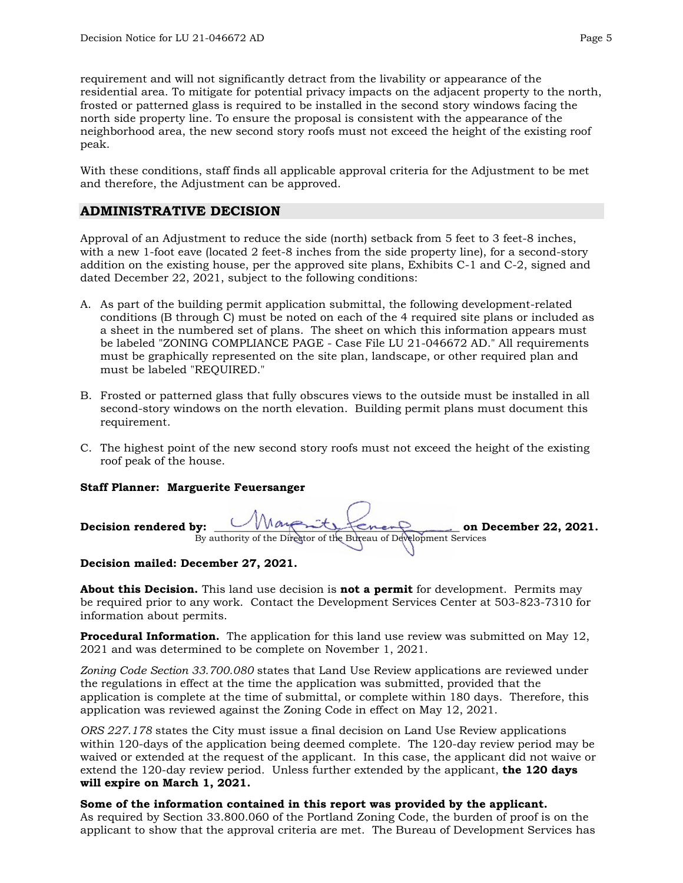requirement and will not significantly detract from the livability or appearance of the residential area. To mitigate for potential privacy impacts on the adjacent property to the north, frosted or patterned glass is required to be installed in the second story windows facing the north side property line. To ensure the proposal is consistent with the appearance of the neighborhood area, the new second story roofs must not exceed the height of the existing roof peak.

With these conditions, staff finds all applicable approval criteria for the Adjustment to be met and therefore, the Adjustment can be approved.

## ADMINISTRATIVE DECISION

Approval of an Adjustment to reduce the side (north) setback from 5 feet to 3 feet-8 inches, with a new 1-foot eave (located 2 feet-8 inches from the side property line), for a second-story addition on the existing house, per the approved site plans, Exhibits C-1 and C-2, signed and dated December 22, 2021, subject to the following conditions:

A. As part of the building permit application submittal, the following development-related conditions (B through C) must be noted on each of the 4 required site plans or included as a sheet in the numbered set of plans. The sheet on which this information appears must be labeled "ZONING COMPLIANCE PAGE - Case File LU 21-046672 AD." All requirements must be graphically represented on the site plan, landscape, or other required plan and must be labeled "REQUIRED."

B. Frosted or patterned glass that fully obscures views to the outside must be installed in all second-story windows on the north elevation. Building permit plans must document this requirement.

C. The highest point of the new second story roofs must not exceed the height of the existing roof peak of the house.

**Staff Planner: Marguerite Feuersanger**

**Decision rendered by:** ____________________________ **on December 22, 2021.**
By authority of the Director of the Bureau of Development Services

**Decision mailed: December 27, 2021.**

**About this Decision.** This land use decision is **not a permit** for development. Permits may be required prior to any work. Contact the Development Services Center at 503-823-7310 for information about permits.

**Procedural Information.** The application for this land use review was submitted on May 12, 2021 and was determined to be complete on November 1, 2021.

*Zoning Code Section 33.700.080* states that Land Use Review applications are reviewed under the regulations in effect at the time the application was submitted, provided that the application is complete at the time of submittal, or complete within 180 days. Therefore, this application was reviewed against the Zoning Code in effect on May 12, 2021.

*ORS 227.178* states the City must issue a final decision on Land Use Review applications within 120-days of the application being deemed complete. The 120-day review period may be waived or extended at the request of the applicant. In this case, the applicant did not waive or extend the 120-day review period. Unless further extended by the applicant, **the 120 days will expire on March 1, 2021.**

**Some of the information contained in this report was provided by the applicant.**
As required by Section 33.800.060 of the Portland Zoning Code, the burden of proof is on the applicant to show that the approval criteria are met. The Bureau of Development Services has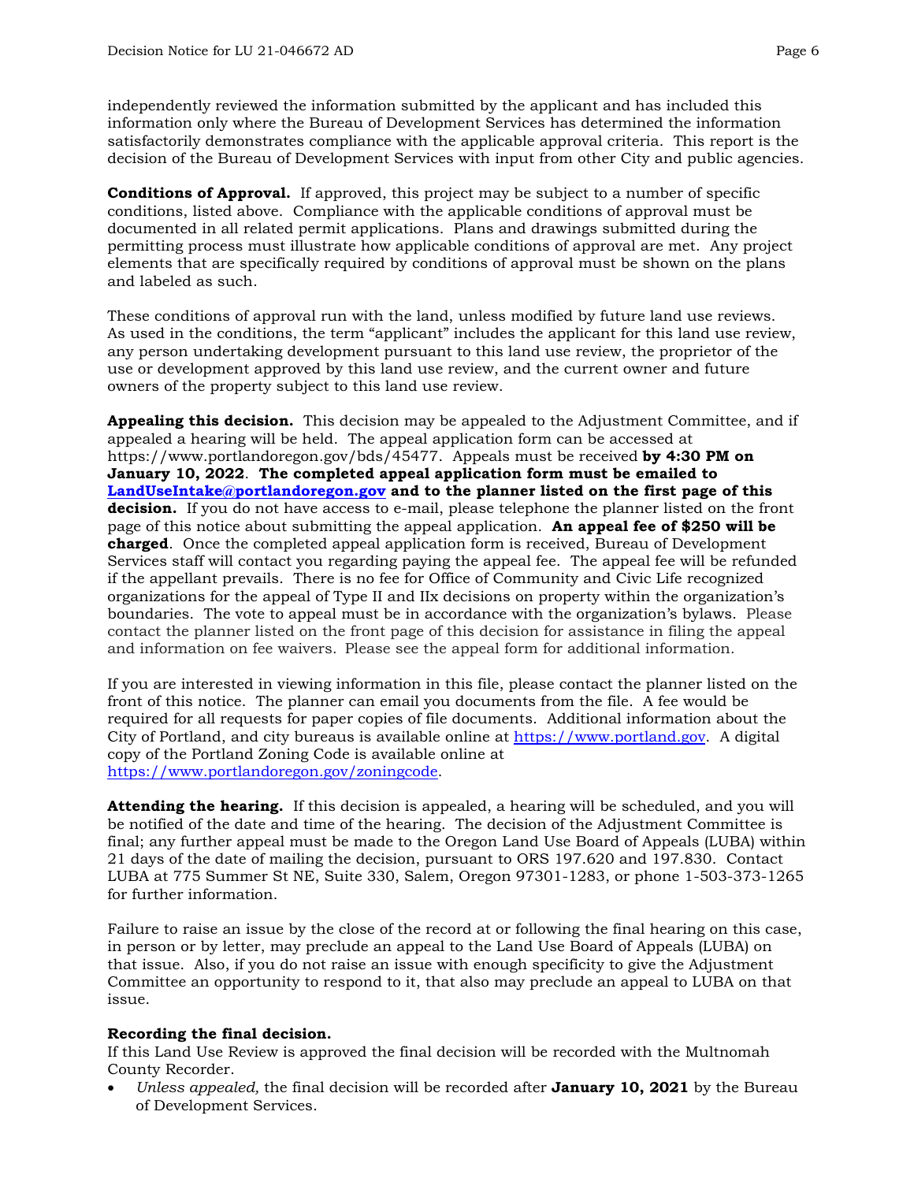independently reviewed the information submitted by the applicant and has included this information only where the Bureau of Development Services has determined the information satisfactorily demonstrates compliance with the applicable approval criteria. This report is the decision of the Bureau of Development Services with input from other City and public agencies.

**Conditions of Approval.** If approved, this project may be subject to a number of specific conditions, listed above. Compliance with the applicable conditions of approval must be documented in all related permit applications. Plans and drawings submitted during the permitting process must illustrate how applicable conditions of approval are met. Any project elements that are specifically required by conditions of approval must be shown on the plans and labeled as such.

These conditions of approval run with the land, unless modified by future land use reviews. As used in the conditions, the term "applicant" includes the applicant for this land use review, any person undertaking development pursuant to this land use review, the proprietor of the use or development approved by this land use review, and the current owner and future owners of the property subject to this land use review.

**Appealing this decision.** This decision may be appealed to the Adjustment Committee, and if appealed a hearing will be held. The appeal application form can be accessed at https://www.portlandoregon.gov/bds/45477. Appeals must be received **by 4:30 PM on January 10, 2022**. **The completed appeal application form must be emailed to [LandUseIntake@portlandoregon.gov](mailto:LandUseIntake@portlandoregon.gov) and to the planner listed on the first page of this decision.** If you do not have access to e-mail, please telephone the planner listed on the front page of this notice about submitting the appeal application. **An appeal fee of $250 will be charged**. Once the completed appeal application form is received, Bureau of Development Services staff will contact you regarding paying the appeal fee. The appeal fee will be refunded if the appellant prevails. There is no fee for Office of Community and Civic Life recognized organizations for the appeal of Type II and IIx decisions on property within the organization's boundaries. The vote to appeal must be in accordance with the organization's bylaws. Please contact the planner listed on the front page of this decision for assistance in filing the appeal and information on fee waivers. Please see the appeal form for additional information.

If you are interested in viewing information in this file, please contact the planner listed on the front of this notice. The planner can email you documents from the file. A fee would be required for all requests for paper copies of file documents. Additional information about the City of Portland, and city bureaus is available online at [https://www.portland.gov](https://www.portland.gov). A digital copy of the Portland Zoning Code is available online at [https://www.portlandoregon.gov/zoningcode](https://www.portlandoregon.gov/zoningcode).

**Attending the hearing.** If this decision is appealed, a hearing will be scheduled, and you will be notified of the date and time of the hearing. The decision of the Adjustment Committee is final; any further appeal must be made to the Oregon Land Use Board of Appeals (LUBA) within 21 days of the date of mailing the decision, pursuant to ORS 197.620 and 197.830. Contact LUBA at 775 Summer St NE, Suite 330, Salem, Oregon 97301-1283, or phone 1-503-373-1265 for further information.

Failure to raise an issue by the close of the record at or following the final hearing on this case, in person or by letter, may preclude an appeal to the Land Use Board of Appeals (LUBA) on that issue. Also, if you do not raise an issue with enough specificity to give the Adjustment Committee an opportunity to respond to it, that also may preclude an appeal to LUBA on that issue.

**Recording the final decision.**
If this Land Use Review is approved the final decision will be recorded with the Multnomah County Recorder.

- *Unless appealed,* the final decision will be recorded after **January 10, 2021** by the Bureau of Development Services.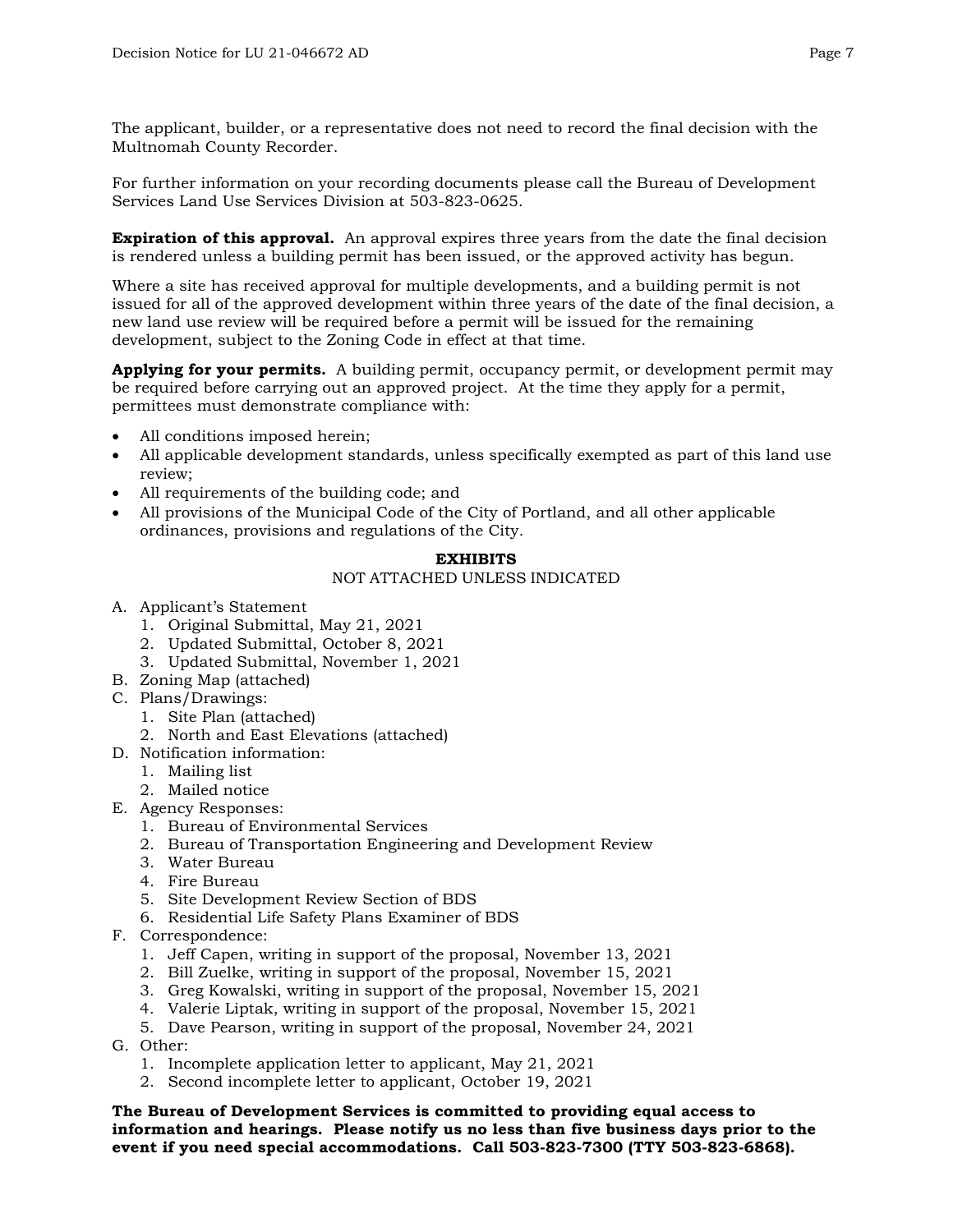The applicant, builder, or a representative does not need to record the final decision with the Multnomah County Recorder.

For further information on your recording documents please call the Bureau of Development Services Land Use Services Division at 503-823-0625.

**Expiration of this approval.** An approval expires three years from the date the final decision is rendered unless a building permit has been issued, or the approved activity has begun.

Where a site has received approval for multiple developments, and a building permit is not issued for all of the approved development within three years of the date of the final decision, a new land use review will be required before a permit will be issued for the remaining development, subject to the Zoning Code in effect at that time.

**Applying for your permits.** A building permit, occupancy permit, or development permit may be required before carrying out an approved project. At the time they apply for a permit, permittees must demonstrate compliance with:

- All conditions imposed herein;
- All applicable development standards, unless specifically exempted as part of this land use review;
- All requirements of the building code; and
- All provisions of the Municipal Code of the City of Portland, and all other applicable ordinances, provisions and regulations of the City.

**EXHIBITS**
NOT ATTACHED UNLESS INDICATED

A. Applicant's Statement
   1. Original Submittal, May 21, 2021
   2. Updated Submittal, October 8, 2021
   3. Updated Submittal, November 1, 2021
B. Zoning Map (attached)
C. Plans/Drawings:
   1. Site Plan (attached)
   2. North and East Elevations (attached)
D. Notification information:
   1. Mailing list
   2. Mailed notice
E. Agency Responses:
   1. Bureau of Environmental Services
   2. Bureau of Transportation Engineering and Development Review
   3. Water Bureau
   4. Fire Bureau
   5. Site Development Review Section of BDS
   6. Residential Life Safety Plans Examiner of BDS
F. Correspondence:
   1. Jeff Capen, writing in support of the proposal, November 13, 2021
   2. Bill Zuelke, writing in support of the proposal, November 15, 2021
   3. Greg Kowalski, writing in support of the proposal, November 15, 2021
   4. Valerie Liptak, writing in support of the proposal, November 15, 2021
   5. Dave Pearson, writing in support of the proposal, November 24, 2021
G. Other:
   1. Incomplete application letter to applicant, May 21, 2021
   2. Second incomplete letter to applicant, October 19, 2021

**The Bureau of Development Services is committed to providing equal access to information and hearings. Please notify us no less than five business days prior to the event if you need special accommodations. Call 503-823-7300 (TTY 503-823-6868).**